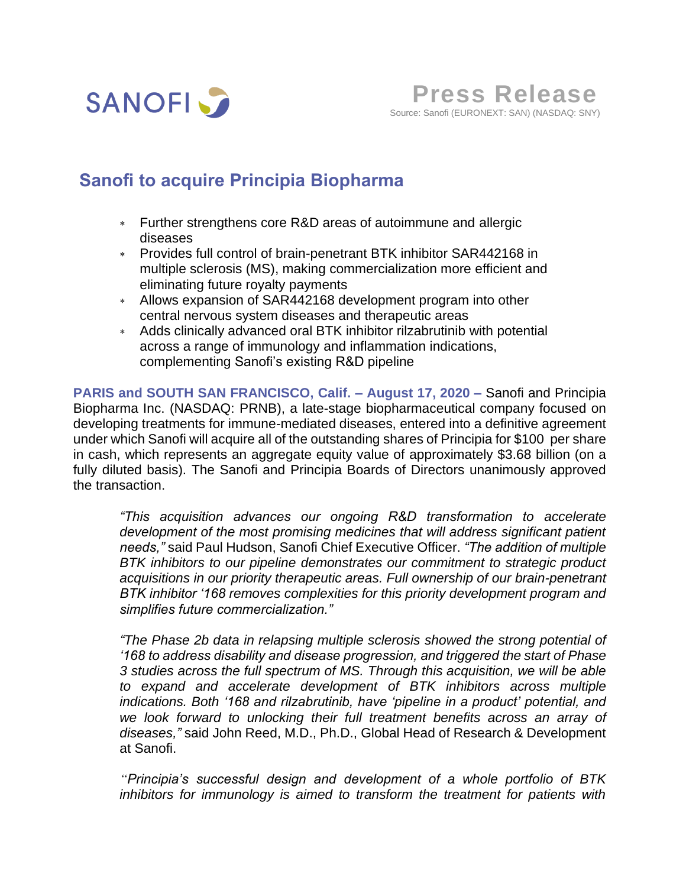SANOFI

**Press Release**
Source: Sanofi (EURONEXT: SAN) (NASDAQ: SNY)

## Sanofi to acquire Principia Biopharma

- Further strengthens core R&D areas of autoimmune and allergic diseases
- Provides full control of brain-penetrant BTK inhibitor SAR442168 in multiple sclerosis (MS), making commercialization more efficient and eliminating future royalty payments
- Allows expansion of SAR442168 development program into other central nervous system diseases and therapeutic areas
- Adds clinically advanced oral BTK inhibitor rilzabrutinib with potential across a range of immunology and inflammation indications, complementing Sanofi's existing R&D pipeline

**PARIS and SOUTH SAN FRANCISCO, Calif. – August 17, 2020 –** Sanofi and Principia Biopharma Inc. (NASDAQ: PRNB), a late-stage biopharmaceutical company focused on developing treatments for immune-mediated diseases, entered into a definitive agreement under which Sanofi will acquire all of the outstanding shares of Principia for $100 per share in cash, which represents an aggregate equity value of approximately $3.68 billion (on a fully diluted basis). The Sanofi and Principia Boards of Directors unanimously approved the transaction.

> *"This acquisition advances our ongoing R&D transformation to accelerate development of the most promising medicines that will address significant patient needs,"* said Paul Hudson, Sanofi Chief Executive Officer. *"The addition of multiple BTK inhibitors to our pipeline demonstrates our commitment to strategic product acquisitions in our priority therapeutic areas. Full ownership of our brain-penetrant BTK inhibitor '168 removes complexities for this priority development program and simplifies future commercialization."*

> *"The Phase 2b data in relapsing multiple sclerosis showed the strong potential of '168 to address disability and disease progression, and triggered the start of Phase 3 studies across the full spectrum of MS. Through this acquisition, we will be able to expand and accelerate development of BTK inhibitors across multiple indications. Both '168 and rilzabrutinib, have 'pipeline in a product' potential, and we look forward to unlocking their full treatment benefits across an array of diseases,"* said John Reed, M.D., Ph.D., Global Head of Research & Development at Sanofi.

> *"Principia's successful design and development of a whole portfolio of BTK inhibitors for immunology is aimed to transform the treatment for patients with*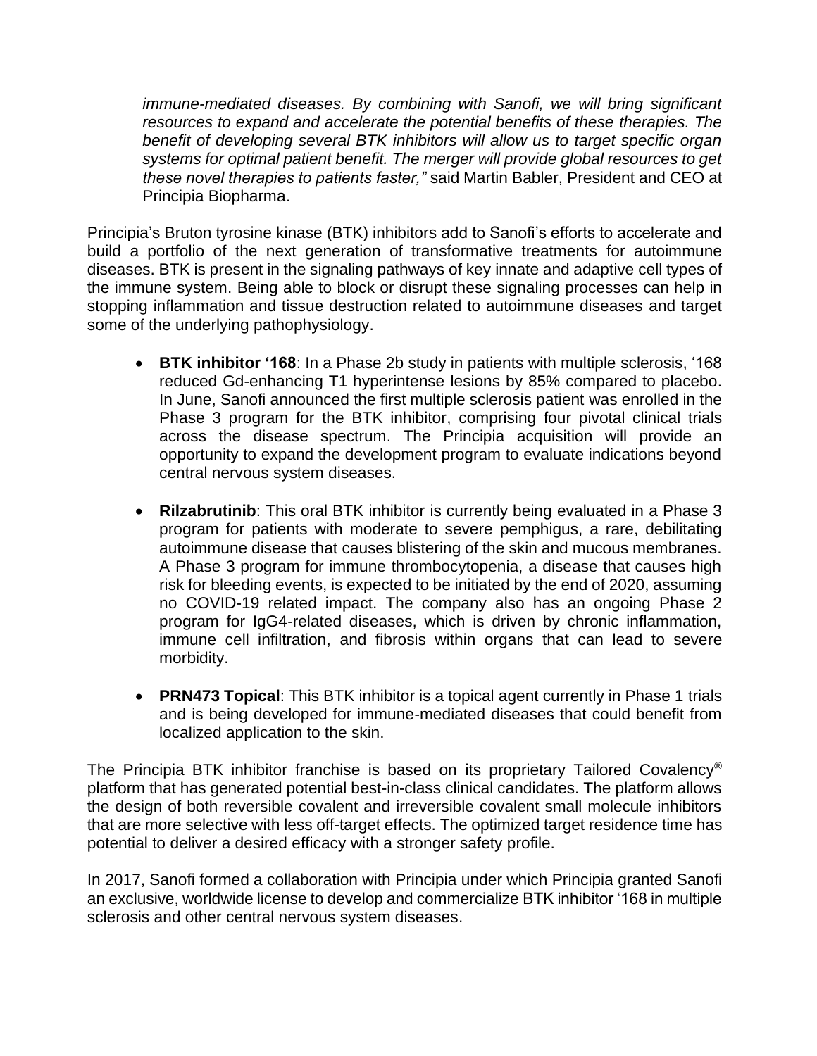*immune-mediated diseases. By combining with Sanofi, we will bring significant resources to expand and accelerate the potential benefits of these therapies. The benefit of developing several BTK inhibitors will allow us to target specific organ systems for optimal patient benefit. The merger will provide global resources to get these novel therapies to patients faster,"* said Martin Babler, President and CEO at Principia Biopharma.

Principia's Bruton tyrosine kinase (BTK) inhibitors add to Sanofi's efforts to accelerate and build a portfolio of the next generation of transformative treatments for autoimmune diseases. BTK is present in the signaling pathways of key innate and adaptive cell types of the immune system. Being able to block or disrupt these signaling processes can help in stopping inflammation and tissue destruction related to autoimmune diseases and target some of the underlying pathophysiology.

- **BTK inhibitor '168**: In a Phase 2b study in patients with multiple sclerosis, '168 reduced Gd-enhancing T1 hyperintense lesions by 85% compared to placebo. In June, Sanofi announced the first multiple sclerosis patient was enrolled in the Phase 3 program for the BTK inhibitor, comprising four pivotal clinical trials across the disease spectrum. The Principia acquisition will provide an opportunity to expand the development program to evaluate indications beyond central nervous system diseases.

- **Rilzabrutinib**: This oral BTK inhibitor is currently being evaluated in a Phase 3 program for patients with moderate to severe pemphigus, a rare, debilitating autoimmune disease that causes blistering of the skin and mucous membranes. A Phase 3 program for immune thrombocytopenia, a disease that causes high risk for bleeding events, is expected to be initiated by the end of 2020, assuming no COVID-19 related impact. The company also has an ongoing Phase 2 program for IgG4-related diseases, which is driven by chronic inflammation, immune cell infiltration, and fibrosis within organs that can lead to severe morbidity.

- **PRN473 Topical**: This BTK inhibitor is a topical agent currently in Phase 1 trials and is being developed for immune-mediated diseases that could benefit from localized application to the skin.

The Principia BTK inhibitor franchise is based on its proprietary Tailored Covalency® platform that has generated potential best-in-class clinical candidates. The platform allows the design of both reversible covalent and irreversible covalent small molecule inhibitors that are more selective with less off-target effects. The optimized target residence time has potential to deliver a desired efficacy with a stronger safety profile.

In 2017, Sanofi formed a collaboration with Principia under which Principia granted Sanofi an exclusive, worldwide license to develop and commercialize BTK inhibitor '168 in multiple sclerosis and other central nervous system diseases.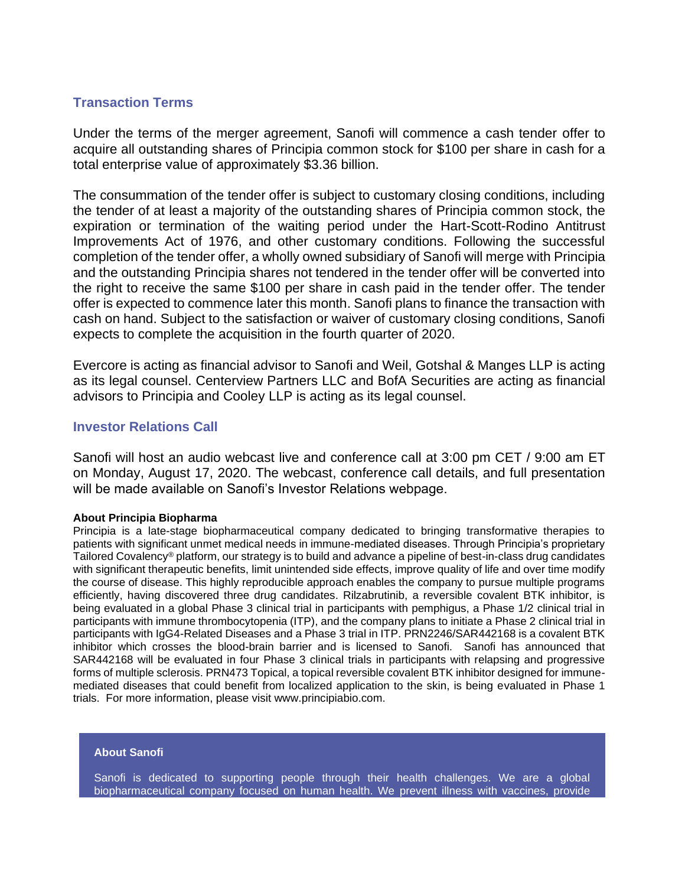## Transaction Terms

Under the terms of the merger agreement, Sanofi will commence a cash tender offer to acquire all outstanding shares of Principia common stock for $100 per share in cash for a total enterprise value of approximately $3.36 billion.

The consummation of the tender offer is subject to customary closing conditions, including the tender of at least a majority of the outstanding shares of Principia common stock, the expiration or termination of the waiting period under the Hart-Scott-Rodino Antitrust Improvements Act of 1976, and other customary conditions. Following the successful completion of the tender offer, a wholly owned subsidiary of Sanofi will merge with Principia and the outstanding Principia shares not tendered in the tender offer will be converted into the right to receive the same $100 per share in cash paid in the tender offer. The tender offer is expected to commence later this month. Sanofi plans to finance the transaction with cash on hand. Subject to the satisfaction or waiver of customary closing conditions, Sanofi expects to complete the acquisition in the fourth quarter of 2020.

Evercore is acting as financial advisor to Sanofi and Weil, Gotshal & Manges LLP is acting as its legal counsel. Centerview Partners LLC and BofA Securities are acting as financial advisors to Principia and Cooley LLP is acting as its legal counsel.

## Investor Relations Call

Sanofi will host an audio webcast live and conference call at 3:00 pm CET / 9:00 am ET on Monday, August 17, 2020. The webcast, conference call details, and full presentation will be made available on Sanofi's Investor Relations webpage.

**About Principia Biopharma**

Principia is a late-stage biopharmaceutical company dedicated to bringing transformative therapies to patients with significant unmet medical needs in immune-mediated diseases. Through Principia's proprietary Tailored Covalency® platform, our strategy is to build and advance a pipeline of best-in-class drug candidates with significant therapeutic benefits, limit unintended side effects, improve quality of life and over time modify the course of disease. This highly reproducible approach enables the company to pursue multiple programs efficiently, having discovered three drug candidates. Rilzabrutinib, a reversible covalent BTK inhibitor, is being evaluated in a global Phase 3 clinical trial in participants with pemphigus, a Phase 1/2 clinical trial in participants with immune thrombocytopenia (ITP), and the company plans to initiate a Phase 2 clinical trial in participants with IgG4-Related Diseases and a Phase 3 trial in ITP. PRN2246/SAR442168 is a covalent BTK inhibitor which crosses the blood-brain barrier and is licensed to Sanofi. Sanofi has announced that SAR442168 will be evaluated in four Phase 3 clinical trials in participants with relapsing and progressive forms of multiple sclerosis. PRN473 Topical, a topical reversible covalent BTK inhibitor designed for immune-mediated diseases that could benefit from localized application to the skin, is being evaluated in Phase 1 trials. For more information, please visit www.principiabio.com.

**About Sanofi**

Sanofi is dedicated to supporting people through their health challenges. We are a global biopharmaceutical company focused on human health. We prevent illness with vaccines, provide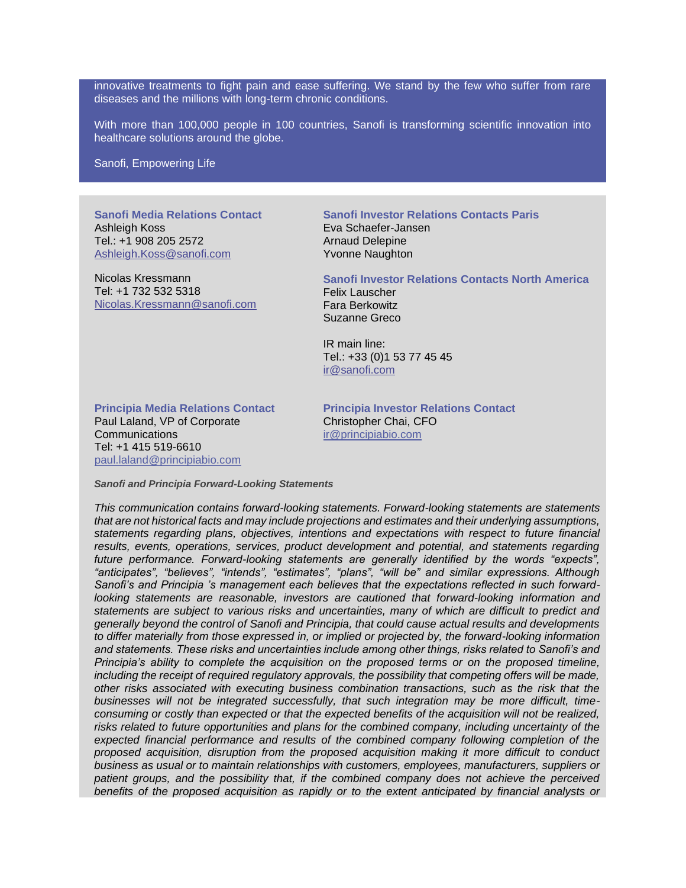innovative treatments to fight pain and ease suffering. We stand by the few who suffer from rare diseases and the millions with long-term chronic conditions.

With more than 100,000 people in 100 countries, Sanofi is transforming scientific innovation into healthcare solutions around the globe.

Sanofi, Empowering Life

**Sanofi Media Relations Contact**
Ashleigh Koss
Tel.: +1 908 205 2572
Ashleigh.Koss@sanofi.com

Nicolas Kressmann
Tel: +1 732 532 5318
Nicolas.Kressmann@sanofi.com

**Sanofi Investor Relations Contacts Paris**
Eva Schaefer-Jansen
Arnaud Delepine
Yvonne Naughton

**Sanofi Investor Relations Contacts North America**
Felix Lauscher
Fara Berkowitz
Suzanne Greco

IR main line:
Tel.: +33 (0)1 53 77 45 45
ir@sanofi.com

**Principia Media Relations Contact**
Paul Laland, VP of Corporate Communications
Tel: +1 415 519-6610
paul.laland@principiabio.com

**Principia Investor Relations Contact**
Christopher Chai, CFO
ir@principiabio.com

***Sanofi and Principia Forward-Looking Statements***

*This communication contains forward-looking statements. Forward-looking statements are statements that are not historical facts and may include projections and estimates and their underlying assumptions, statements regarding plans, objectives, intentions and expectations with respect to future financial results, events, operations, services, product development and potential, and statements regarding future performance. Forward-looking statements are generally identified by the words "expects", "anticipates", "believes", "intends", "estimates", "plans", "will be" and similar expressions. Although Sanofi's and Principia 's management each believes that the expectations reflected in such forward-looking statements are reasonable, investors are cautioned that forward-looking information and statements are subject to various risks and uncertainties, many of which are difficult to predict and generally beyond the control of Sanofi and Principia, that could cause actual results and developments to differ materially from those expressed in, or implied or projected by, the forward-looking information and statements. These risks and uncertainties include among other things, risks related to Sanofi's and Principia's ability to complete the acquisition on the proposed terms or on the proposed timeline, including the receipt of required regulatory approvals, the possibility that competing offers will be made, other risks associated with executing business combination transactions, such as the risk that the businesses will not be integrated successfully, that such integration may be more difficult, time-consuming or costly than expected or that the expected benefits of the acquisition will not be realized, risks related to future opportunities and plans for the combined company, including uncertainty of the expected financial performance and results of the combined company following completion of the proposed acquisition, disruption from the proposed acquisition making it more difficult to conduct business as usual or to maintain relationships with customers, employees, manufacturers, suppliers or patient groups, and the possibility that, if the combined company does not achieve the perceived benefits of the proposed acquisition as rapidly or to the extent anticipated by financial analysts or*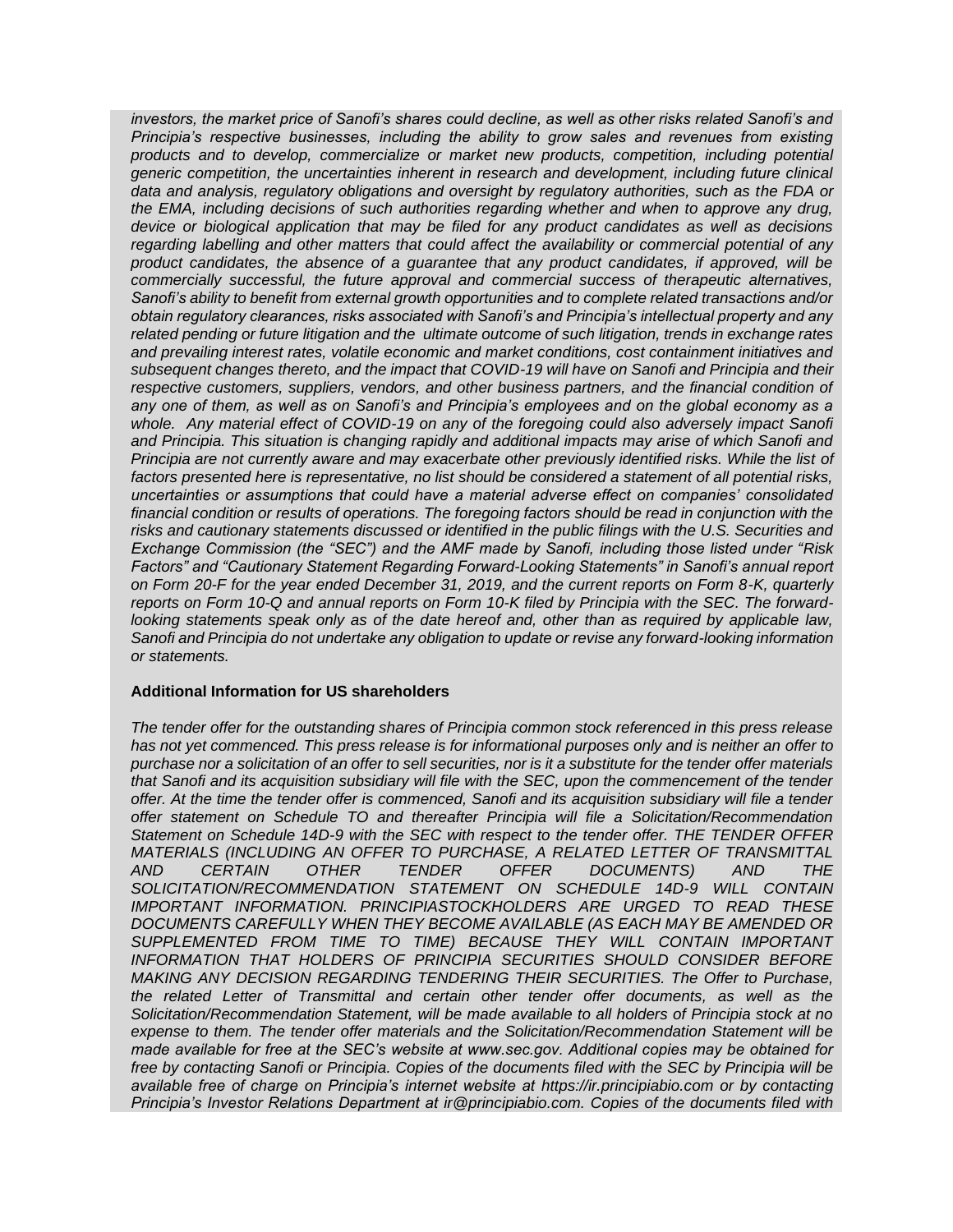*investors, the market price of Sanofi's shares could decline, as well as other risks related Sanofi's and Principia's respective businesses, including the ability to grow sales and revenues from existing products and to develop, commercialize or market new products, competition, including potential generic competition, the uncertainties inherent in research and development, including future clinical data and analysis, regulatory obligations and oversight by regulatory authorities, such as the FDA or the EMA, including decisions of such authorities regarding whether and when to approve any drug, device or biological application that may be filed for any product candidates as well as decisions regarding labelling and other matters that could affect the availability or commercial potential of any product candidates, the absence of a guarantee that any product candidates, if approved, will be commercially successful, the future approval and commercial success of therapeutic alternatives, Sanofi's ability to benefit from external growth opportunities and to complete related transactions and/or obtain regulatory clearances, risks associated with Sanofi's and Principia's intellectual property and any related pending or future litigation and the ultimate outcome of such litigation, trends in exchange rates and prevailing interest rates, volatile economic and market conditions, cost containment initiatives and subsequent changes thereto, and the impact that COVID-19 will have on Sanofi and Principia and their respective customers, suppliers, vendors, and other business partners, and the financial condition of any one of them, as well as on Sanofi's and Principia's employees and on the global economy as a whole. Any material effect of COVID-19 on any of the foregoing could also adversely impact Sanofi and Principia. This situation is changing rapidly and additional impacts may arise of which Sanofi and Principia are not currently aware and may exacerbate other previously identified risks. While the list of factors presented here is representative, no list should be considered a statement of all potential risks, uncertainties or assumptions that could have a material adverse effect on companies' consolidated financial condition or results of operations. The foregoing factors should be read in conjunction with the risks and cautionary statements discussed or identified in the public filings with the U.S. Securities and Exchange Commission (the "SEC") and the AMF made by Sanofi, including those listed under "Risk Factors" and "Cautionary Statement Regarding Forward-Looking Statements" in Sanofi's annual report on Form 20-F for the year ended December 31, 2019, and the current reports on Form 8-K, quarterly reports on Form 10-Q and annual reports on Form 10-K filed by Principia with the SEC. The forward-looking statements speak only as of the date hereof and, other than as required by applicable law, Sanofi and Principia do not undertake any obligation to update or revise any forward-looking information or statements.*

**Additional Information for US shareholders**

*The tender offer for the outstanding shares of Principia common stock referenced in this press release has not yet commenced. This press release is for informational purposes only and is neither an offer to purchase nor a solicitation of an offer to sell securities, nor is it a substitute for the tender offer materials that Sanofi and its acquisition subsidiary will file with the SEC, upon the commencement of the tender offer. At the time the tender offer is commenced, Sanofi and its acquisition subsidiary will file a tender offer statement on Schedule TO and thereafter Principia will file a Solicitation/Recommendation Statement on Schedule 14D-9 with the SEC with respect to the tender offer. THE TENDER OFFER MATERIALS (INCLUDING AN OFFER TO PURCHASE, A RELATED LETTER OF TRANSMITTAL AND CERTAIN OTHER TENDER OFFER DOCUMENTS) AND THE SOLICITATION/RECOMMENDATION STATEMENT ON SCHEDULE 14D-9 WILL CONTAIN IMPORTANT INFORMATION. PRINCIPIASTOCKHOLDERS ARE URGED TO READ THESE DOCUMENTS CAREFULLY WHEN THEY BECOME AVAILABLE (AS EACH MAY BE AMENDED OR SUPPLEMENTED FROM TIME TO TIME) BECAUSE THEY WILL CONTAIN IMPORTANT INFORMATION THAT HOLDERS OF PRINCIPIA SECURITIES SHOULD CONSIDER BEFORE MAKING ANY DECISION REGARDING TENDERING THEIR SECURITIES. The Offer to Purchase, the related Letter of Transmittal and certain other tender offer documents, as well as the Solicitation/Recommendation Statement, will be made available to all holders of Principia stock at no expense to them. The tender offer materials and the Solicitation/Recommendation Statement will be made available for free at the SEC's website at www.sec.gov. Additional copies may be obtained for free by contacting Sanofi or Principia. Copies of the documents filed with the SEC by Principia will be available free of charge on Principia's internet website at https://ir.principiabio.com or by contacting Principia's Investor Relations Department at ir@principiabio.com. Copies of the documents filed with*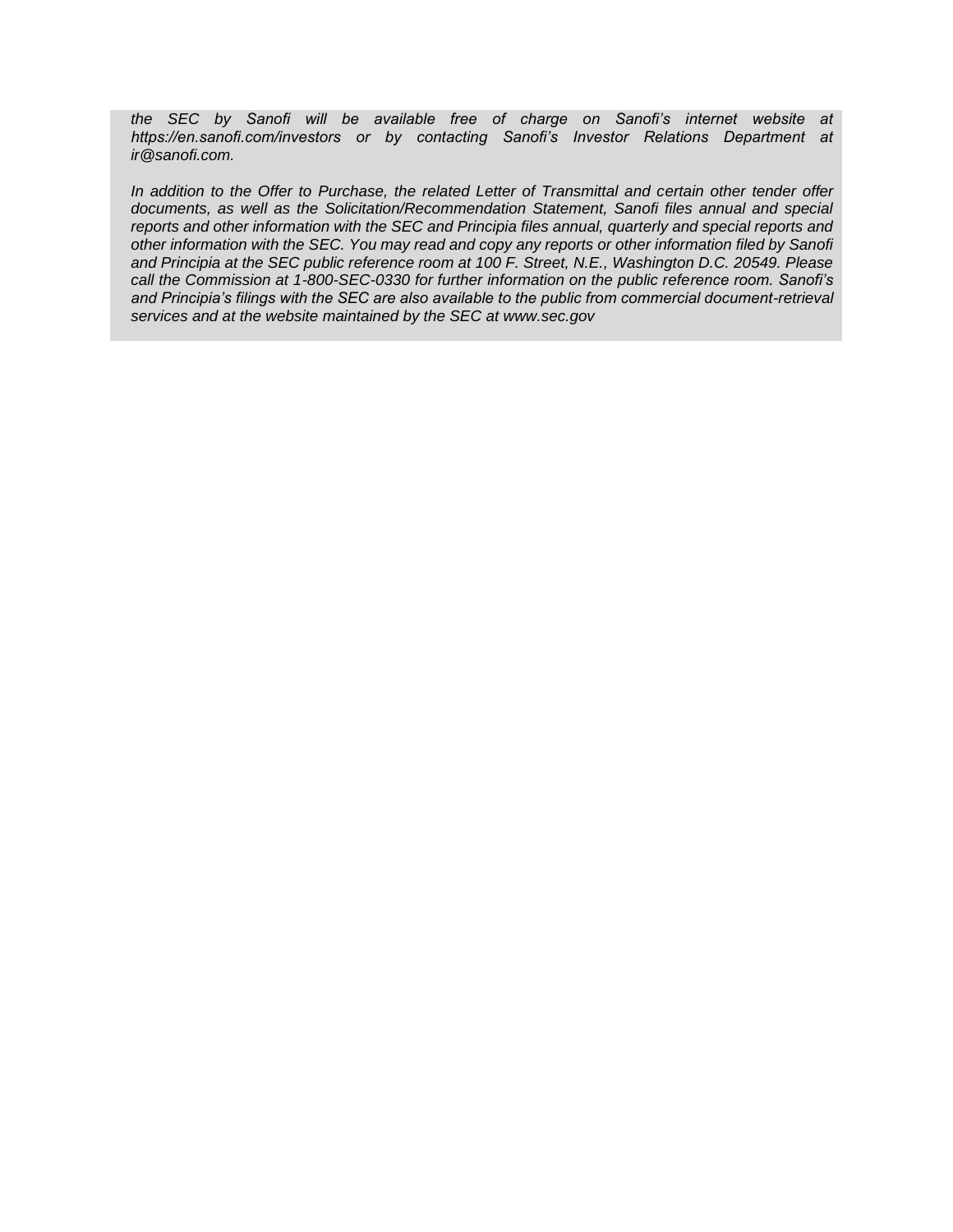*the SEC by Sanofi will be available free of charge on Sanofi's internet website at https://en.sanofi.com/investors or by contacting Sanofi's Investor Relations Department at ir@sanofi.com.*

*In addition to the Offer to Purchase, the related Letter of Transmittal and certain other tender offer documents, as well as the Solicitation/Recommendation Statement, Sanofi files annual and special reports and other information with the SEC and Principia files annual, quarterly and special reports and other information with the SEC. You may read and copy any reports or other information filed by Sanofi and Principia at the SEC public reference room at 100 F. Street, N.E., Washington D.C. 20549. Please call the Commission at 1-800-SEC-0330 for further information on the public reference room. Sanofi's and Principia's filings with the SEC are also available to the public from commercial document-retrieval services and at the website maintained by the SEC at www.sec.gov*